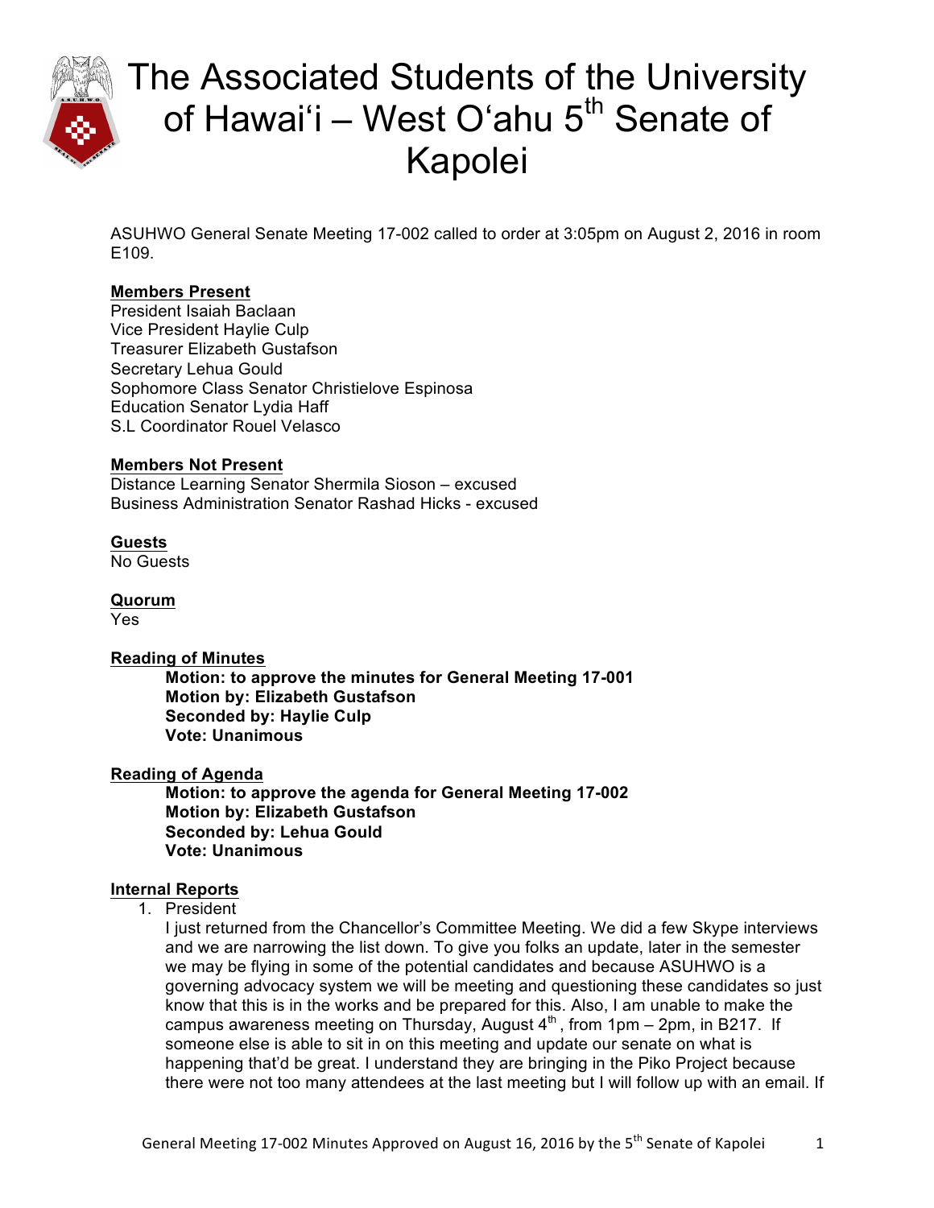# The Associated Students of the University of Hawai'i – West O'ahu 5th Senate of Kapolei

ASUHWO General Senate Meeting 17-002 called to order at 3:05pm on August 2, 2016 in room E109.

**Members Present**
President Isaiah Baclaan
Vice President Haylie Culp
Treasurer Elizabeth Gustafson
Secretary Lehua Gould
Sophomore Class Senator Christielove Espinosa
Education Senator Lydia Haff
S.L Coordinator Rouel Velasco

**Members Not Present**
Distance Learning Senator Shermila Sioson – excused
Business Administration Senator Rashad Hicks - excused

**Guests**
No Guests

**Quorum**
Yes

**Reading of Minutes**

> **Motion: to approve the minutes for General Meeting 17-001**
> **Motion by: Elizabeth Gustafson**
> **Seconded by: Haylie Culp**
> **Vote: Unanimous**

**Reading of Agenda**

> **Motion: to approve the agenda for General Meeting 17-002**
> **Motion by: Elizabeth Gustafson**
> **Seconded by: Lehua Gould**
> **Vote: Unanimous**

**Internal Reports**

1. President
   I just returned from the Chancellor's Committee Meeting. We did a few Skype interviews and we are narrowing the list down. To give you folks an update, later in the semester we may be flying in some of the potential candidates and because ASUHWO is a governing advocacy system we will be meeting and questioning these candidates so just know that this is in the works and be prepared for this. Also, I am unable to make the campus awareness meeting on Thursday, August 4th, from 1pm – 2pm, in B217. If someone else is able to sit in on this meeting and update our senate on what is happening that'd be great. I understand they are bringing in the Piko Project because there were not too many attendees at the last meeting but I will follow up with an email. If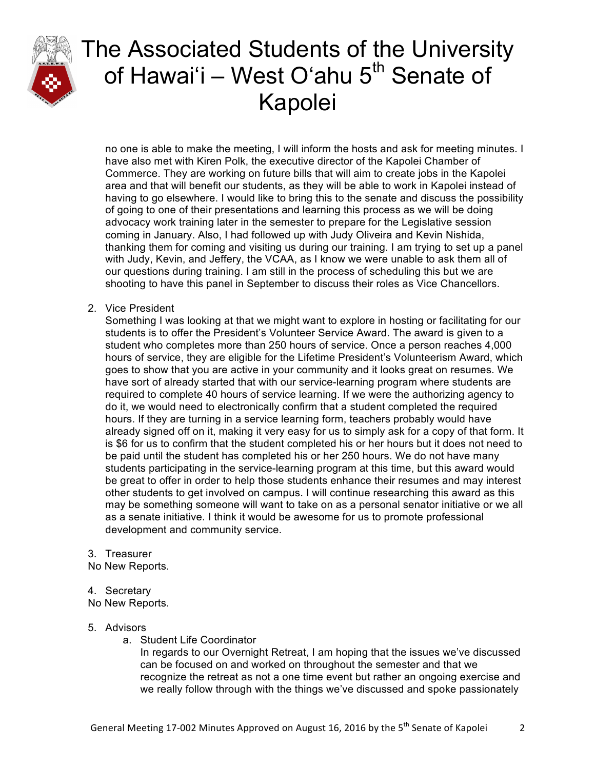no one is able to make the meeting, I will inform the hosts and ask for meeting minutes. I have also met with Kiren Polk, the executive director of the Kapolei Chamber of Commerce. They are working on future bills that will aim to create jobs in the Kapolei area and that will benefit our students, as they will be able to work in Kapolei instead of having to go elsewhere. I would like to bring this to the senate and discuss the possibility of going to one of their presentations and learning this process as we will be doing advocacy work training later in the semester to prepare for the Legislative session coming in January. Also, I had followed up with Judy Oliveira and Kevin Nishida, thanking them for coming and visiting us during our training. I am trying to set up a panel with Judy, Kevin, and Jeffery, the VCAA, as I know we were unable to ask them all of our questions during training. I am still in the process of scheduling this but we are shooting to have this panel in September to discuss their roles as Vice Chancellors.

2. Vice President

   Something I was looking at that we might want to explore in hosting or facilitating for our students is to offer the President's Volunteer Service Award. The award is given to a student who completes more than 250 hours of service. Once a person reaches 4,000 hours of service, they are eligible for the Lifetime President's Volunteerism Award, which goes to show that you are active in your community and it looks great on resumes. We have sort of already started that with our service-learning program where students are required to complete 40 hours of service learning. If we were the authorizing agency to do it, we would need to electronically confirm that a student completed the required hours. If they are turning in a service learning form, teachers probably would have already signed off on it, making it very easy for us to simply ask for a copy of that form. It is $6 for us to confirm that the student completed his or her hours but it does not need to be paid until the student has completed his or her 250 hours. We do not have many students participating in the service-learning program at this time, but this award would be great to offer in order to help those students enhance their resumes and may interest other students to get involved on campus. I will continue researching this award as this may be something someone will want to take on as a personal senator initiative or we all as a senate initiative. I think it would be awesome for us to promote professional development and community service.

3. Treasurer

No New Reports.

4. Secretary

No New Reports.

5. Advisors
   a. Student Life Coordinator

      In regards to our Overnight Retreat, I am hoping that the issues we've discussed can be focused on and worked on throughout the semester and that we recognize the retreat as not a one time event but rather an ongoing exercise and we really follow through with the things we've discussed and spoke passionately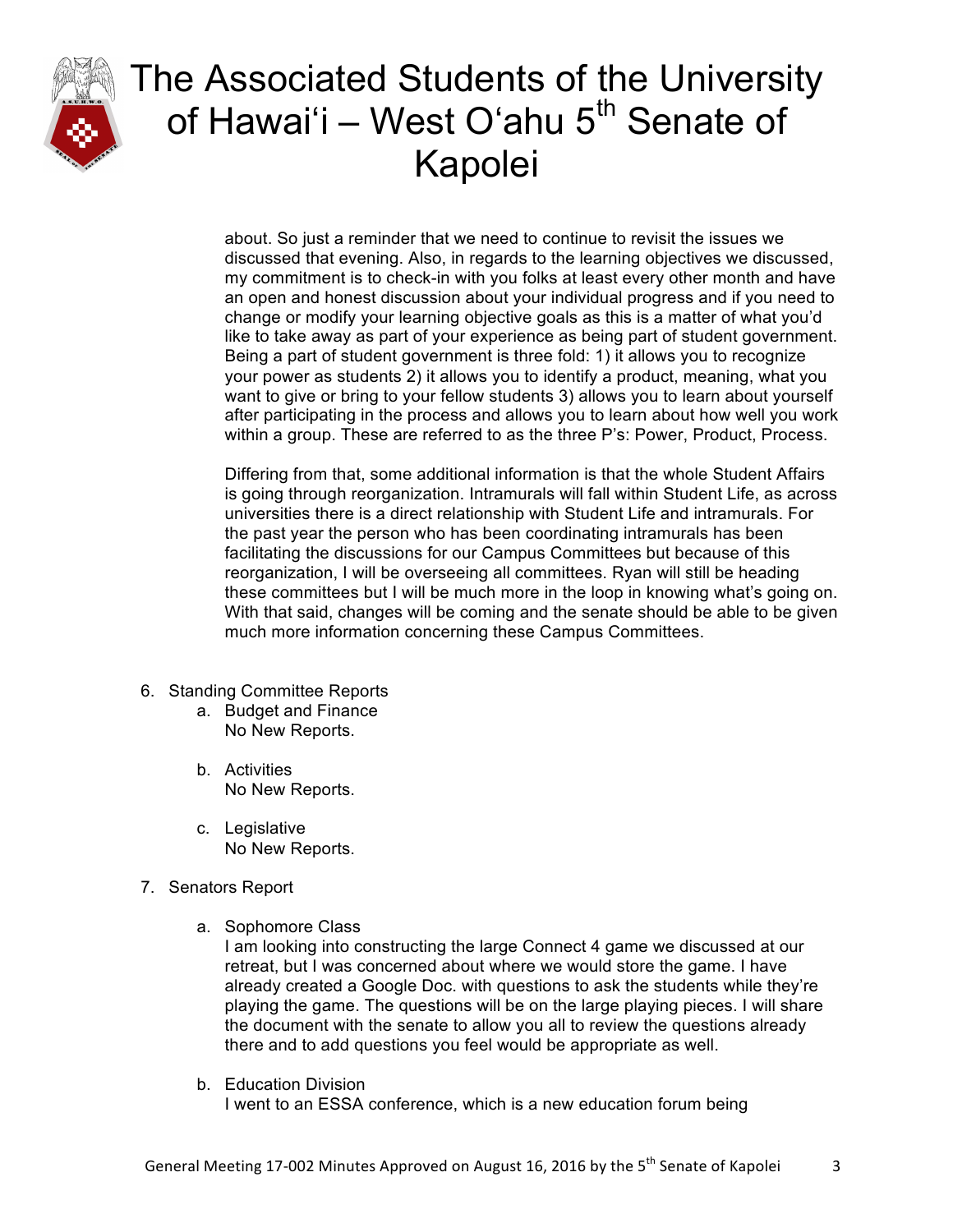about. So just a reminder that we need to continue to revisit the issues we discussed that evening. Also, in regards to the learning objectives we discussed, my commitment is to check-in with you folks at least every other month and have an open and honest discussion about your individual progress and if you need to change or modify your learning objective goals as this is a matter of what you'd like to take away as part of your experience as being part of student government. Being a part of student government is three fold: 1) it allows you to recognize your power as students 2) it allows you to identify a product, meaning, what you want to give or bring to your fellow students 3) allows you to learn about yourself after participating in the process and allows you to learn about how well you work within a group. These are referred to as the three P's: Power, Product, Process.

Differing from that, some additional information is that the whole Student Affairs is going through reorganization. Intramurals will fall within Student Life, as across universities there is a direct relationship with Student Life and intramurals. For the past year the person who has been coordinating intramurals has been facilitating the discussions for our Campus Committees but because of this reorganization, I will be overseeing all committees. Ryan will still be heading these committees but I will be much more in the loop in knowing what's going on. With that said, changes will be coming and the senate should be able to be given much more information concerning these Campus Committees.

6. Standing Committee Reports
   a. Budget and Finance
      No New Reports.

   b. Activities
      No New Reports.

   c. Legislative
      No New Reports.

7. Senators Report

   a. Sophomore Class
      I am looking into constructing the large Connect 4 game we discussed at our retreat, but I was concerned about where we would store the game. I have already created a Google Doc. with questions to ask the students while they're playing the game. The questions will be on the large playing pieces. I will share the document with the senate to allow you all to review the questions already there and to add questions you feel would be appropriate as well.

   b. Education Division
      I went to an ESSA conference, which is a new education forum being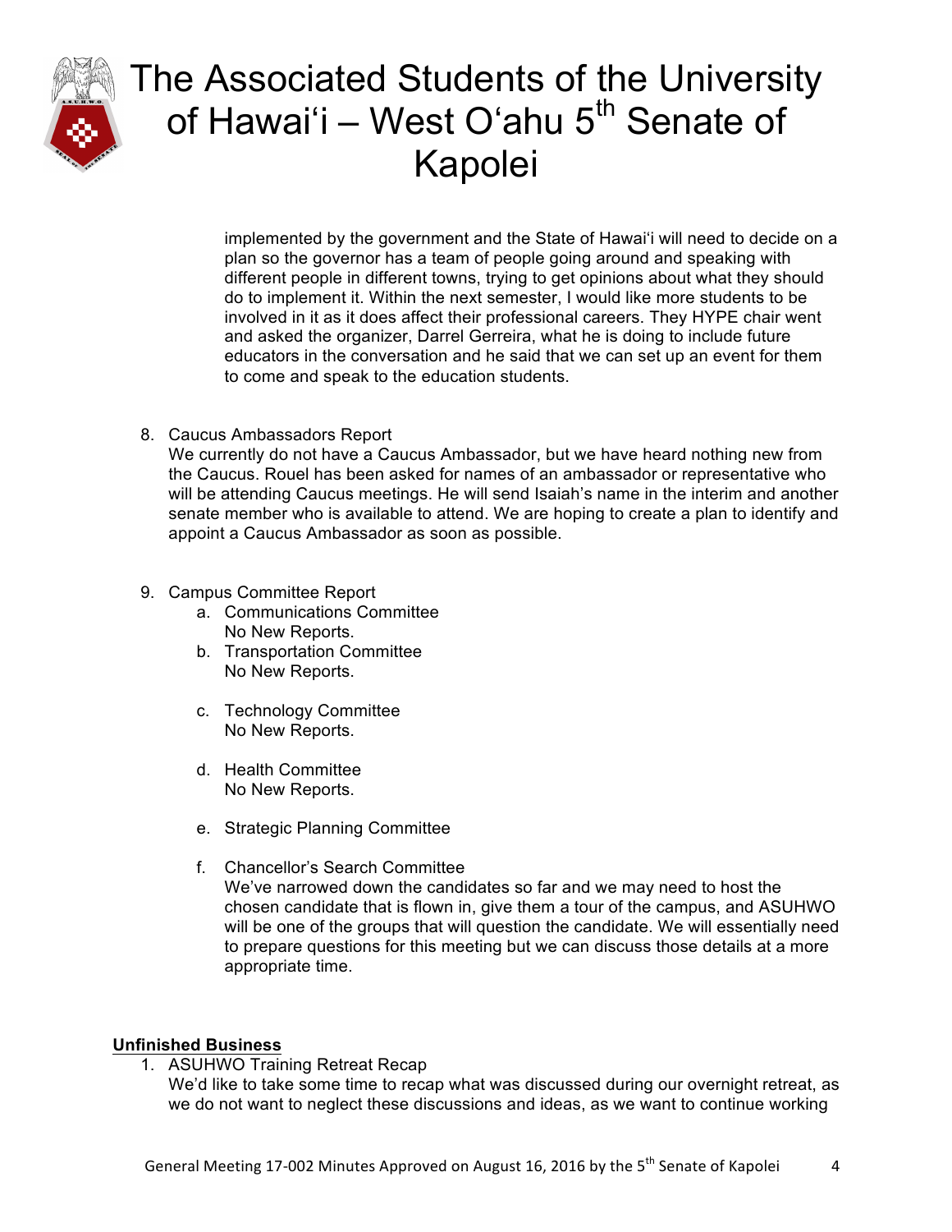implemented by the government and the State of Hawai'i will need to decide on a plan so the governor has a team of people going around and speaking with different people in different towns, trying to get opinions about what they should do to implement it. Within the next semester, I would like more students to be involved in it as it does affect their professional careers. They HYPE chair went and asked the organizer, Darrel Gerreira, what he is doing to include future educators in the conversation and he said that we can set up an event for them to come and speak to the education students.

8. Caucus Ambassadors Report
   We currently do not have a Caucus Ambassador, but we have heard nothing new from the Caucus. Rouel has been asked for names of an ambassador or representative who will be attending Caucus meetings. He will send Isaiah's name in the interim and another senate member who is available to attend. We are hoping to create a plan to identify and appoint a Caucus Ambassador as soon as possible.

9. Campus Committee Report
   a. Communications Committee
      No New Reports.
   b. Transportation Committee
      No New Reports.
   c. Technology Committee
      No New Reports.
   d. Health Committee
      No New Reports.
   e. Strategic Planning Committee
   f. Chancellor's Search Committee
      We've narrowed down the candidates so far and we may need to host the chosen candidate that is flown in, give them a tour of the campus, and ASUHWO will be one of the groups that will question the candidate. We will essentially need to prepare questions for this meeting but we can discuss those details at a more appropriate time.

## Unfinished Business

1. ASUHWO Training Retreat Recap
   We'd like to take some time to recap what was discussed during our overnight retreat, as we do not want to neglect these discussions and ideas, as we want to continue working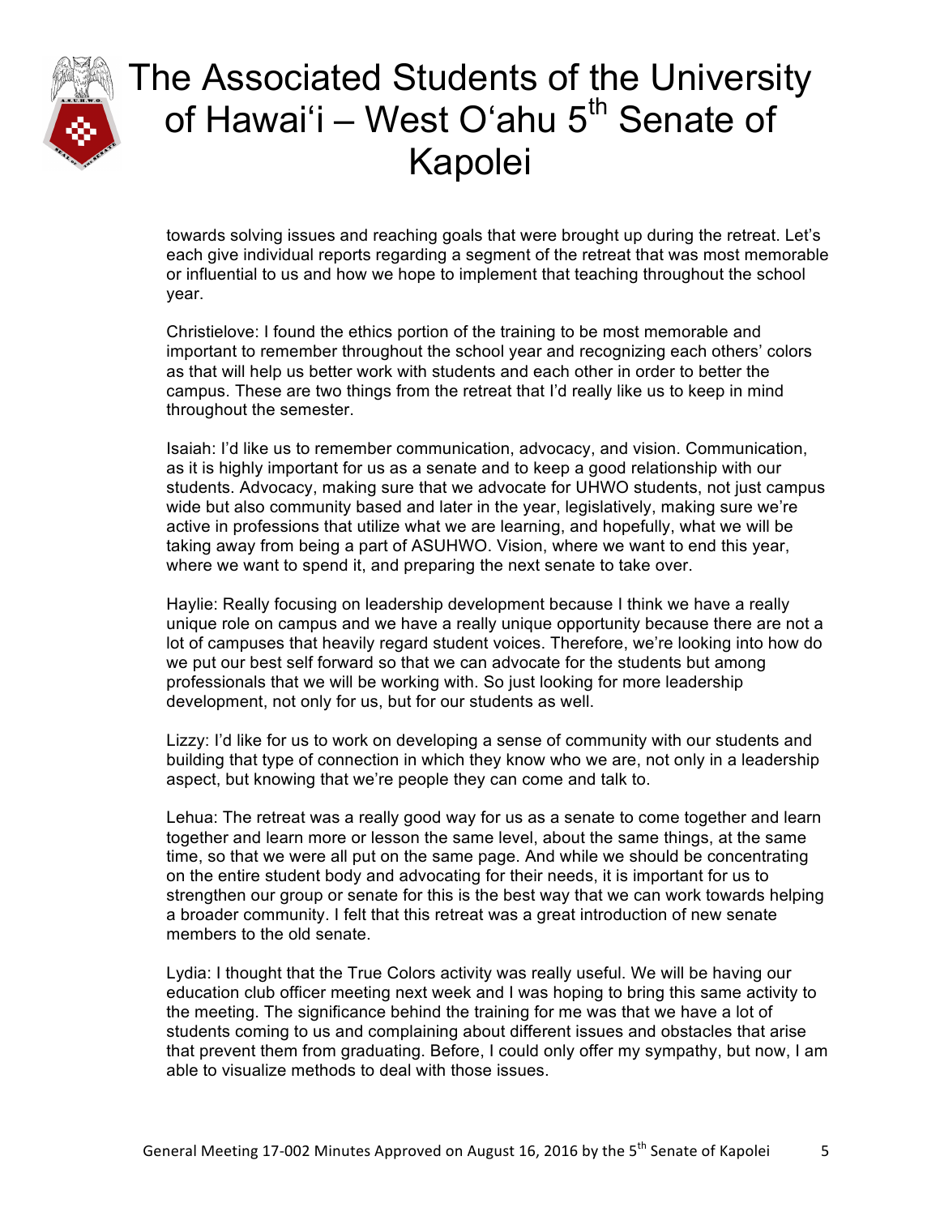towards solving issues and reaching goals that were brought up during the retreat. Let's each give individual reports regarding a segment of the retreat that was most memorable or influential to us and how we hope to implement that teaching throughout the school year.

Christielove: I found the ethics portion of the training to be most memorable and important to remember throughout the school year and recognizing each others' colors as that will help us better work with students and each other in order to better the campus. These are two things from the retreat that I'd really like us to keep in mind throughout the semester.

Isaiah: I'd like us to remember communication, advocacy, and vision. Communication, as it is highly important for us as a senate and to keep a good relationship with our students. Advocacy, making sure that we advocate for UHWO students, not just campus wide but also community based and later in the year, legislatively, making sure we're active in professions that utilize what we are learning, and hopefully, what we will be taking away from being a part of ASUHWO. Vision, where we want to end this year, where we want to spend it, and preparing the next senate to take over.

Haylie: Really focusing on leadership development because I think we have a really unique role on campus and we have a really unique opportunity because there are not a lot of campuses that heavily regard student voices. Therefore, we're looking into how do we put our best self forward so that we can advocate for the students but among professionals that we will be working with. So just looking for more leadership development, not only for us, but for our students as well.

Lizzy: I'd like for us to work on developing a sense of community with our students and building that type of connection in which they know who we are, not only in a leadership aspect, but knowing that we're people they can come and talk to.

Lehua: The retreat was a really good way for us as a senate to come together and learn together and learn more or lesson the same level, about the same things, at the same time, so that we were all put on the same page. And while we should be concentrating on the entire student body and advocating for their needs, it is important for us to strengthen our group or senate for this is the best way that we can work towards helping a broader community. I felt that this retreat was a great introduction of new senate members to the old senate.

Lydia: I thought that the True Colors activity was really useful. We will be having our education club officer meeting next week and I was hoping to bring this same activity to the meeting. The significance behind the training for me was that we have a lot of students coming to us and complaining about different issues and obstacles that arise that prevent them from graduating. Before, I could only offer my sympathy, but now, I am able to visualize methods to deal with those issues.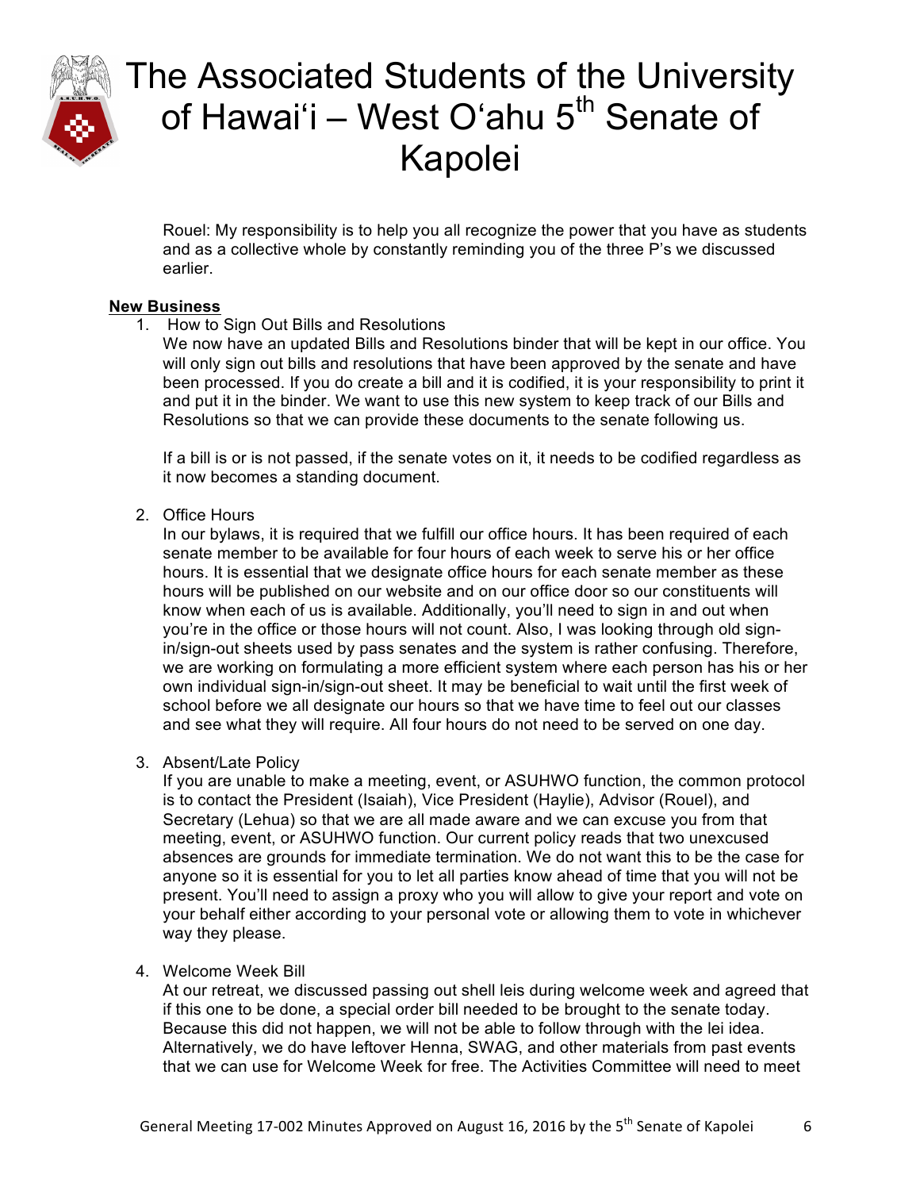Rouel: My responsibility is to help you all recognize the power that you have as students and as a collective whole by constantly reminding you of the three P's we discussed earlier.

**New Business**

1. How to Sign Out Bills and Resolutions
   We now have an updated Bills and Resolutions binder that will be kept in our office. You will only sign out bills and resolutions that have been approved by the senate and have been processed. If you do create a bill and it is codified, it is your responsibility to print it and put it in the binder. We want to use this new system to keep track of our Bills and Resolutions so that we can provide these documents to the senate following us.

   If a bill is or is not passed, if the senate votes on it, it needs to be codified regardless as it now becomes a standing document.

2. Office Hours
   In our bylaws, it is required that we fulfill our office hours. It has been required of each senate member to be available for four hours of each week to serve his or her office hours. It is essential that we designate office hours for each senate member as these hours will be published on our website and on our office door so our constituents will know when each of us is available. Additionally, you'll need to sign in and out when you're in the office or those hours will not count. Also, I was looking through old sign-in/sign-out sheets used by pass senates and the system is rather confusing. Therefore, we are working on formulating a more efficient system where each person has his or her own individual sign-in/sign-out sheet. It may be beneficial to wait until the first week of school before we all designate our hours so that we have time to feel out our classes and see what they will require. All four hours do not need to be served on one day.

3. Absent/Late Policy
   If you are unable to make a meeting, event, or ASUHWO function, the common protocol is to contact the President (Isaiah), Vice President (Haylie), Advisor (Rouel), and Secretary (Lehua) so that we are all made aware and we can excuse you from that meeting, event, or ASUHWO function. Our current policy reads that two unexcused absences are grounds for immediate termination. We do not want this to be the case for anyone so it is essential for you to let all parties know ahead of time that you will not be present. You'll need to assign a proxy who you will allow to give your report and vote on your behalf either according to your personal vote or allowing them to vote in whichever way they please.

4. Welcome Week Bill
   At our retreat, we discussed passing out shell leis during welcome week and agreed that if this one to be done, a special order bill needed to be brought to the senate today. Because this did not happen, we will not be able to follow through with the lei idea. Alternatively, we do have leftover Henna, SWAG, and other materials from past events that we can use for Welcome Week for free. The Activities Committee will need to meet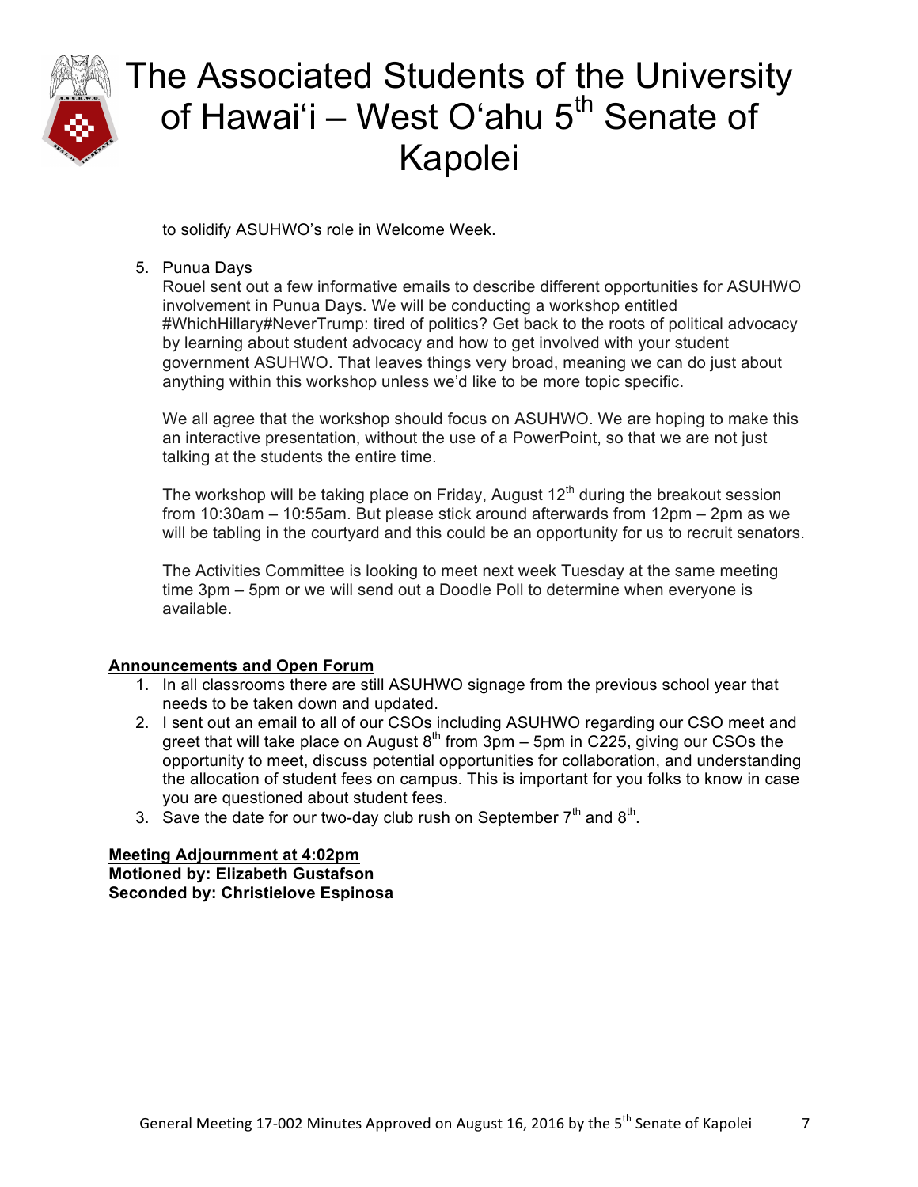to solidify ASUHWO's role in Welcome Week.

5. Punua Days
   Rouel sent out a few informative emails to describe different opportunities for ASUHWO involvement in Punua Days. We will be conducting a workshop entitled #WhichHillary#NeverTrump: tired of politics? Get back to the roots of political advocacy by learning about student advocacy and how to get involved with your student government ASUHWO. That leaves things very broad, meaning we can do just about anything within this workshop unless we'd like to be more topic specific.

   We all agree that the workshop should focus on ASUHWO. We are hoping to make this an interactive presentation, without the use of a PowerPoint, so that we are not just talking at the students the entire time.

   The workshop will be taking place on Friday, August 12th during the breakout session from 10:30am – 10:55am. But please stick around afterwards from 12pm – 2pm as we will be tabling in the courtyard and this could be an opportunity for us to recruit senators.

   The Activities Committee is looking to meet next week Tuesday at the same meeting time 3pm – 5pm or we will send out a Doodle Poll to determine when everyone is available.

**Announcements and Open Forum**

1. In all classrooms there are still ASUHWO signage from the previous school year that needs to be taken down and updated.
2. I sent out an email to all of our CSOs including ASUHWO regarding our CSO meet and greet that will take place on August 8th from 3pm – 5pm in C225, giving our CSOs the opportunity to meet, discuss potential opportunities for collaboration, and understanding the allocation of student fees on campus. This is important for you folks to know in case you are questioned about student fees.
3. Save the date for our two-day club rush on September 7th and 8th.

**Meeting Adjournment at 4:02pm**
**Motioned by: Elizabeth Gustafson**
**Seconded by: Christielove Espinosa**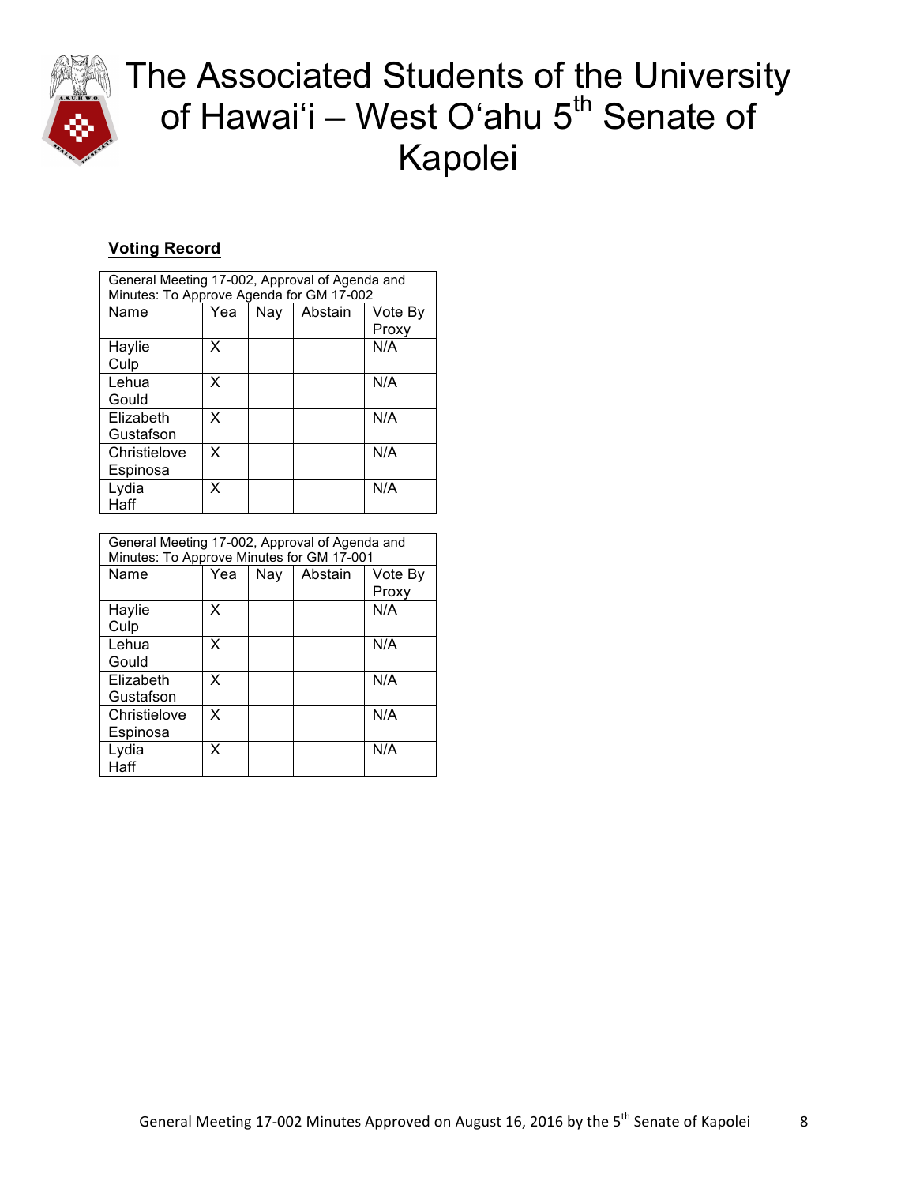**Voting Record**

| General Meeting 17-002, Approval of Agenda and Minutes: To Approve Agenda for GM 17-002 | | | | |
|---|---|---|---|---|
| Name | Yea | Nay | Abstain | Vote By Proxy |
| Haylie Culp | X | | | N/A |
| Lehua Gould | X | | | N/A |
| Elizabeth Gustafson | X | | | N/A |
| Christielove Espinosa | X | | | N/A |
| Lydia Haff | X | | | N/A |

| General Meeting 17-002, Approval of Agenda and Minutes: To Approve Minutes for GM 17-001 | | | | |
|---|---|---|---|---|
| Name | Yea | Nay | Abstain | Vote By Proxy |
| Haylie Culp | X | | | N/A |
| Lehua Gould | X | | | N/A |
| Elizabeth Gustafson | X | | | N/A |
| Christielove Espinosa | X | | | N/A |
| Lydia Haff | X | | | N/A |